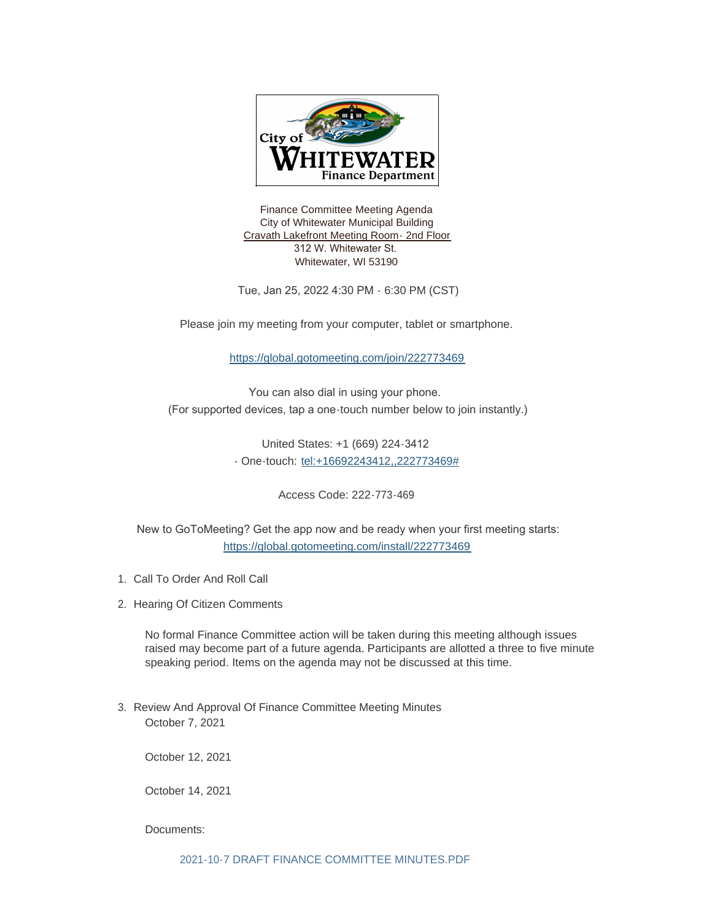City of WHITEWATER Finance Department

Finance Committee Meeting Agenda
City of Whitewater Municipal Building
Cravath Lakefront Meeting Room- 2nd Floor
312 W. Whitewater St.
Whitewater, WI 53190

Tue, Jan 25, 2022 4:30 PM - 6:30 PM (CST)

Please join my meeting from your computer, tablet or smartphone.

https://global.gotomeeting.com/join/222773469

You can also dial in using your phone.
(For supported devices, tap a one-touch number below to join instantly.)

United States: +1 (669) 224-3412
- One-touch: tel:+16692243412,,222773469#

Access Code: 222-773-469

New to GoToMeeting? Get the app now and be ready when your first meeting starts:
https://global.gotomeeting.com/install/222773469

1. Call To Order And Roll Call

2. Hearing Of Citizen Comments

   No formal Finance Committee action will be taken during this meeting although issues raised may become part of a future agenda. Participants are allotted a three to five minute speaking period. Items on the agenda may not be discussed at this time.

3. Review And Approval Of Finance Committee Meeting Minutes
   October 7, 2021

   October 12, 2021

   October 14, 2021

   Documents:

   2021-10-7 DRAFT FINANCE COMMITTEE MINUTES.PDF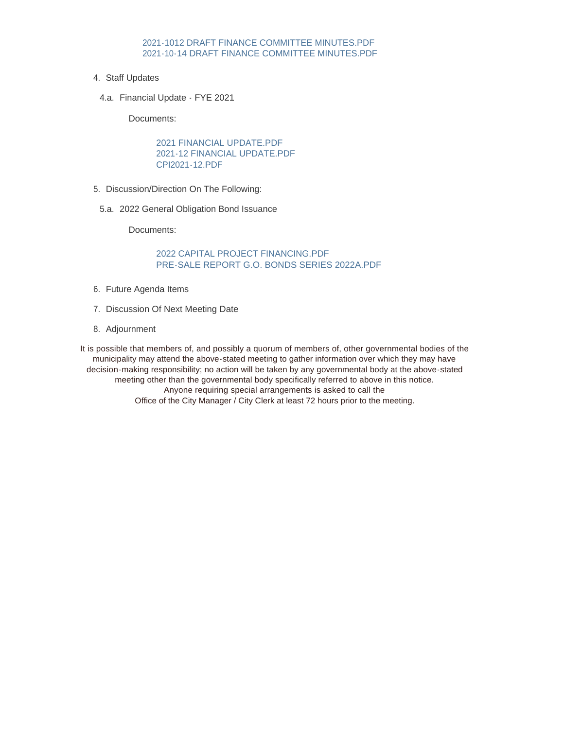2021-1012 DRAFT FINANCE COMMITTEE MINUTES.PDF
2021-10-14 DRAFT FINANCE COMMITTEE MINUTES.PDF

4. Staff Updates

   4.a. Financial Update - FYE 2021

   Documents:

   2021 FINANCIAL UPDATE.PDF
   2021-12 FINANCIAL UPDATE.PDF
   CPI2021-12.PDF

5. Discussion/Direction On The Following:

   5.a. 2022 General Obligation Bond Issuance

   Documents:

   2022 CAPITAL PROJECT FINANCING.PDF
   PRE-SALE REPORT G.O. BONDS SERIES 2022A.PDF

6. Future Agenda Items

7. Discussion Of Next Meeting Date

8. Adjournment

It is possible that members of, and possibly a quorum of members of, other governmental bodies of the municipality may attend the above-stated meeting to gather information over which they may have decision-making responsibility; no action will be taken by any governmental body at the above-stated meeting other than the governmental body specifically referred to above in this notice.
Anyone requiring special arrangements is asked to call the
Office of the City Manager / City Clerk at least 72 hours prior to the meeting.